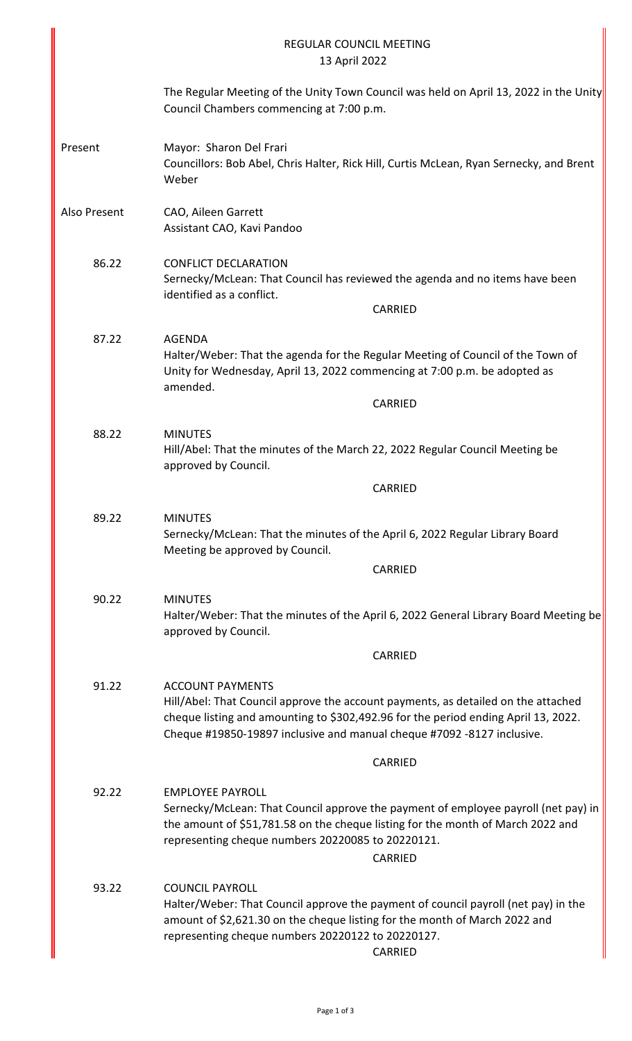REGULAR COUNCIL MEETING
13 April 2022

The Regular Meeting of the Unity Town Council was held on April 13, 2022 in the Unity Council Chambers commencing at 7:00 p.m.

**Present**
Mayor: Sharon Del Frari
Councillors: Bob Abel, Chris Halter, Rick Hill, Curtis McLean, Ryan Sernecky, and Brent Weber

**Also Present**
CAO, Aileen Garrett
Assistant CAO, Kavi Pandoo

**86.22 CONFLICT DECLARATION**
Sernecky/McLean: That Council has reviewed the agenda and no items have been identified as a conflict.

CARRIED

**87.22 AGENDA**
Halter/Weber: That the agenda for the Regular Meeting of Council of the Town of Unity for Wednesday, April 13, 2022 commencing at 7:00 p.m. be adopted as amended.

CARRIED

**88.22 MINUTES**
Hill/Abel: That the minutes of the March 22, 2022 Regular Council Meeting be approved by Council.

CARRIED

**89.22 MINUTES**
Sernecky/McLean: That the minutes of the April 6, 2022 Regular Library Board Meeting be approved by Council.

CARRIED

**90.22 MINUTES**
Halter/Weber: That the minutes of the April 6, 2022 General Library Board Meeting be approved by Council.

CARRIED

**91.22 ACCOUNT PAYMENTS**
Hill/Abel: That Council approve the account payments, as detailed on the attached cheque listing and amounting to $302,492.96 for the period ending April 13, 2022. Cheque #19850-19897 inclusive and manual cheque #7092 -8127 inclusive.

CARRIED

**92.22 EMPLOYEE PAYROLL**
Sernecky/McLean: That Council approve the payment of employee payroll (net pay) in the amount of $51,781.58 on the cheque listing for the month of March 2022 and representing cheque numbers 20220085 to 20220121.

CARRIED

**93.22 COUNCIL PAYROLL**
Halter/Weber: That Council approve the payment of council payroll (net pay) in the amount of $2,621.30 on the cheque listing for the month of March 2022 and representing cheque numbers 20220122 to 20220127.

CARRIED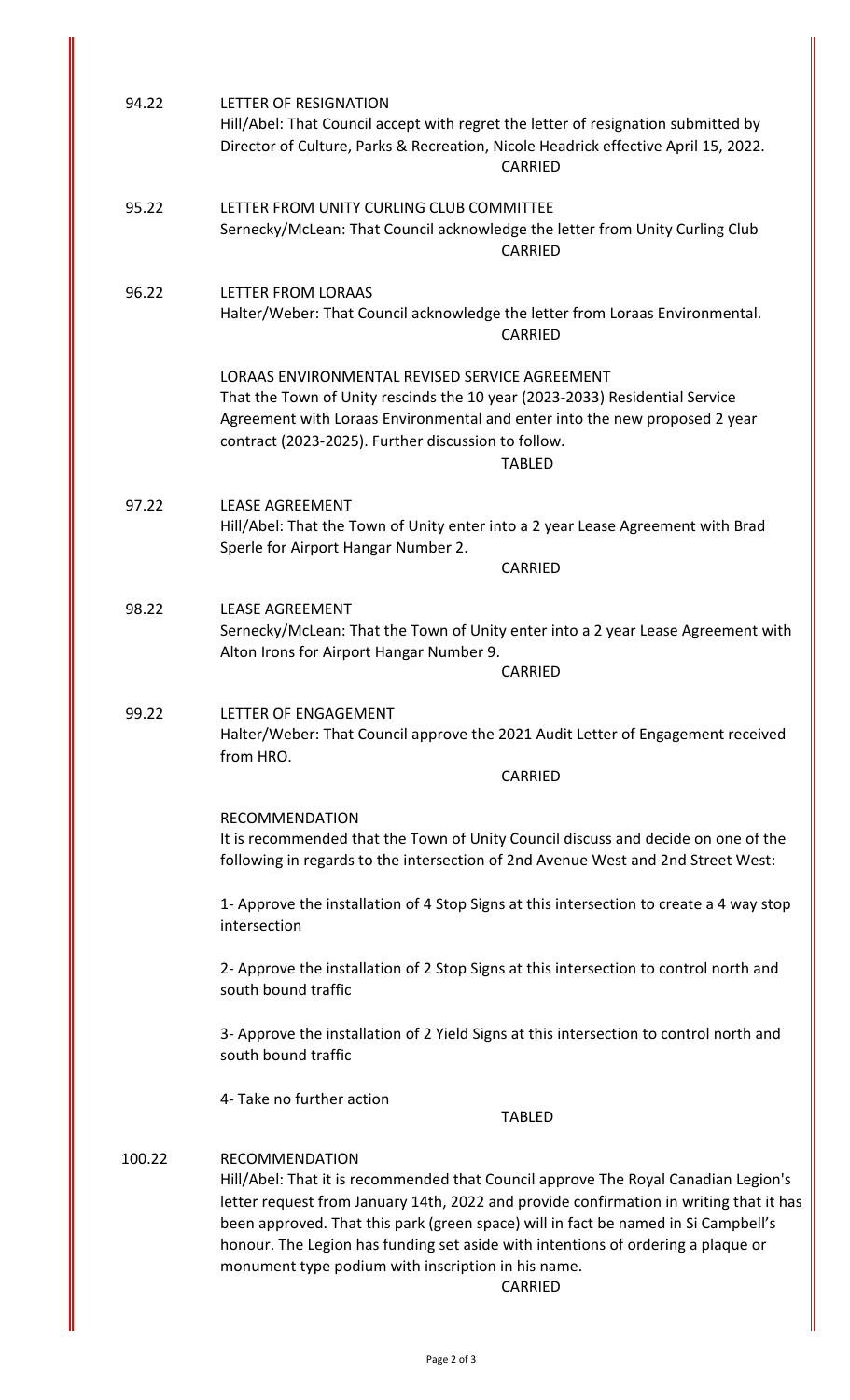94.22 LETTER OF RESIGNATION

Hill/Abel: That Council accept with regret the letter of resignation submitted by Director of Culture, Parks & Recreation, Nicole Headrick effective April 15, 2022.

CARRIED

95.22 LETTER FROM UNITY CURLING CLUB COMMITTEE

Sernecky/McLean: That Council acknowledge the letter from Unity Curling Club

CARRIED

96.22 LETTER FROM LORAAS

Halter/Weber: That Council acknowledge the letter from Loraas Environmental.

CARRIED

LORAAS ENVIRONMENTAL REVISED SERVICE AGREEMENT

That the Town of Unity rescinds the 10 year (2023-2033) Residential Service Agreement with Loraas Environmental and enter into the new proposed 2 year contract (2023-2025). Further discussion to follow.

TABLED

97.22 LEASE AGREEMENT

Hill/Abel: That the Town of Unity enter into a 2 year Lease Agreement with Brad Sperle for Airport Hangar Number 2.

CARRIED

98.22 LEASE AGREEMENT

Sernecky/McLean: That the Town of Unity enter into a 2 year Lease Agreement with Alton Irons for Airport Hangar Number 9.

CARRIED

99.22 LETTER OF ENGAGEMENT

Halter/Weber: That Council approve the 2021 Audit Letter of Engagement received from HRO.

CARRIED

RECOMMENDATION

It is recommended that the Town of Unity Council discuss and decide on one of the following in regards to the intersection of 2nd Avenue West and 2nd Street West:

1- Approve the installation of 4 Stop Signs at this intersection to create a 4 way stop intersection

2- Approve the installation of 2 Stop Signs at this intersection to control north and south bound traffic

3- Approve the installation of 2 Yield Signs at this intersection to control north and south bound traffic

4- Take no further action

TABLED

100.22 RECOMMENDATION

Hill/Abel: That it is recommended that Council approve The Royal Canadian Legion's letter request from January 14th, 2022 and provide confirmation in writing that it has been approved. That this park (green space) will in fact be named in Si Campbell's honour. The Legion has funding set aside with intentions of ordering a plaque or monument type podium with inscription in his name.

CARRIED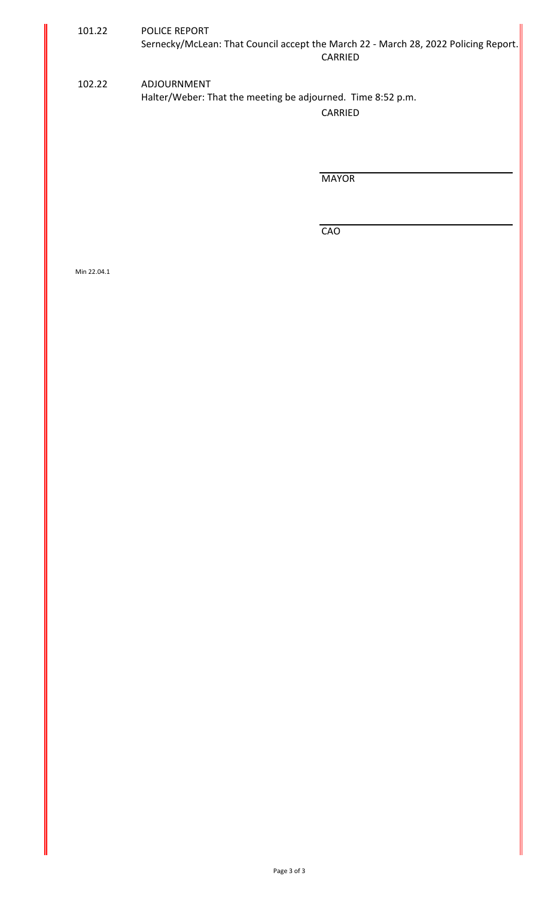101.22 POLICE REPORT

Sernecky/McLean: That Council accept the March 22 - March 28, 2022 Policing Report.

CARRIED

102.22 ADJOURNMENT

Halter/Weber: That the meeting be adjourned. Time 8:52 p.m.

CARRIED

MAYOR

CAO

Min 22.04.1